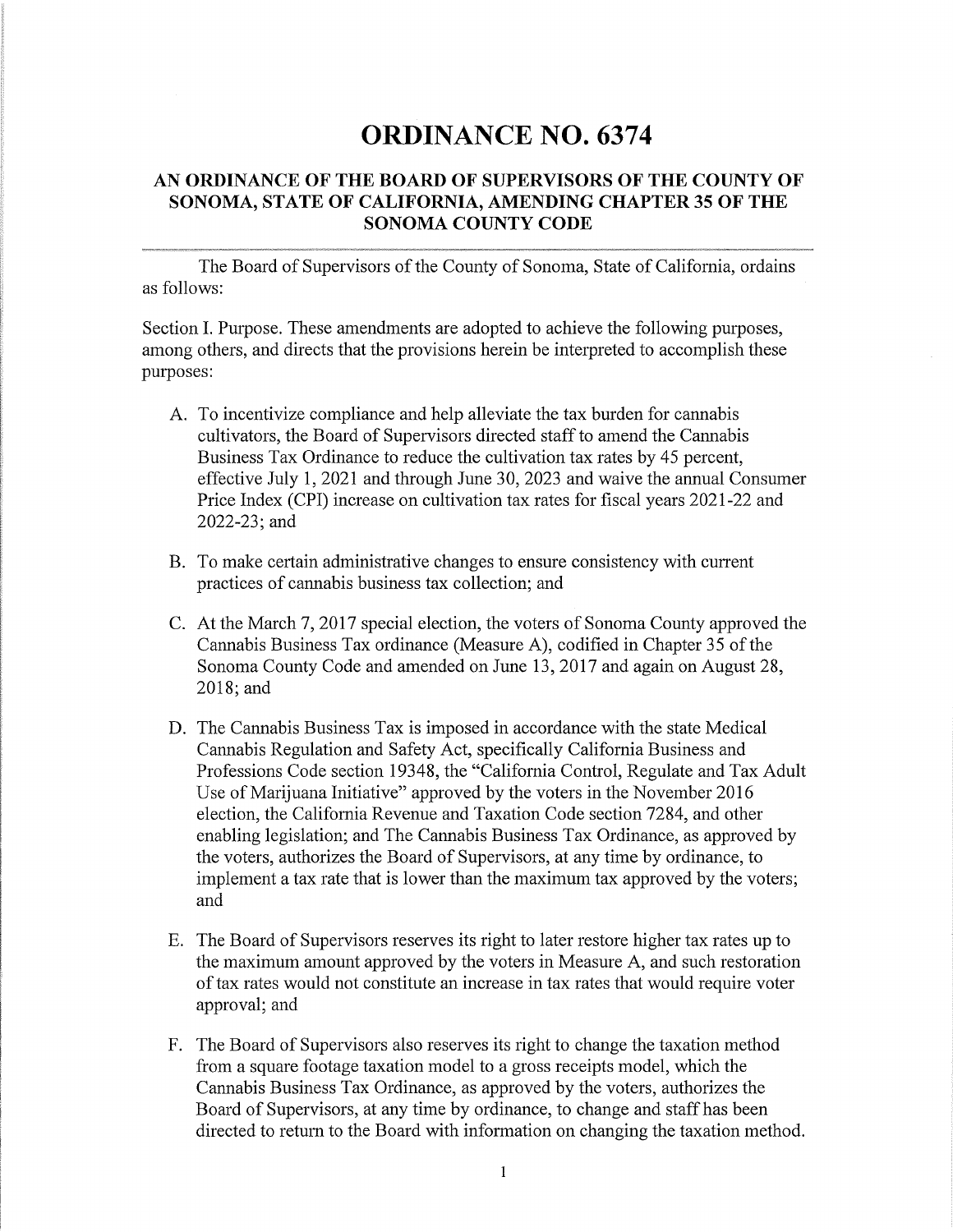# ORDINANCE NO. 6374

## AN ORDINANCE OF THE BOARD OF SUPERVISORS OF THE COUNTY OF SONOMA, STATE OF CALIFORNIA, AMENDING CHAPTER 35 OF THE SONOMA COUNTY CODE

The Board of Supervisors of the County of Sonoma, State of California, ordains as follows:

Section I. Purpose. These amendments are adopted to achieve the following purposes, among others, and directs that the provisions herein be interpreted to accomplish these purposes:

A. To incentivize compliance and help alleviate the tax burden for cannabis cultivators, the Board of Supervisors directed staff to amend the Cannabis Business Tax Ordinance to reduce the cultivation tax rates by 45 percent, effective July 1, 2021 and through June 30, 2023 and waive the annual Consumer Price Index (CPI) increase on cultivation tax rates for fiscal years 2021-22 and 2022-23; and

B. To make certain administrative changes to ensure consistency with current practices of cannabis business tax collection; and

C. At the March 7, 2017 special election, the voters of Sonoma County approved the Cannabis Business Tax ordinance (Measure A), codified in Chapter 35 of the Sonoma County Code and amended on June 13, 2017 and again on August 28, 2018; and

D. The Cannabis Business Tax is imposed in accordance with the state Medical Cannabis Regulation and Safety Act, specifically California Business and Professions Code section 19348, the "California Control, Regulate and Tax Adult Use of Marijuana Initiative" approved by the voters in the November 2016 election, the California Revenue and Taxation Code section 7284, and other enabling legislation; and The Cannabis Business Tax Ordinance, as approved by the voters, authorizes the Board of Supervisors, at any time by ordinance, to implement a tax rate that is lower than the maximum tax approved by the voters; and

E. The Board of Supervisors reserves its right to later restore higher tax rates up to the maximum amount approved by the voters in Measure A, and such restoration of tax rates would not constitute an increase in tax rates that would require voter approval; and

F. The Board of Supervisors also reserves its right to change the taxation method from a square footage taxation model to a gross receipts model, which the Cannabis Business Tax Ordinance, as approved by the voters, authorizes the Board of Supervisors, at any time by ordinance, to change and staff has been directed to return to the Board with information on changing the taxation method.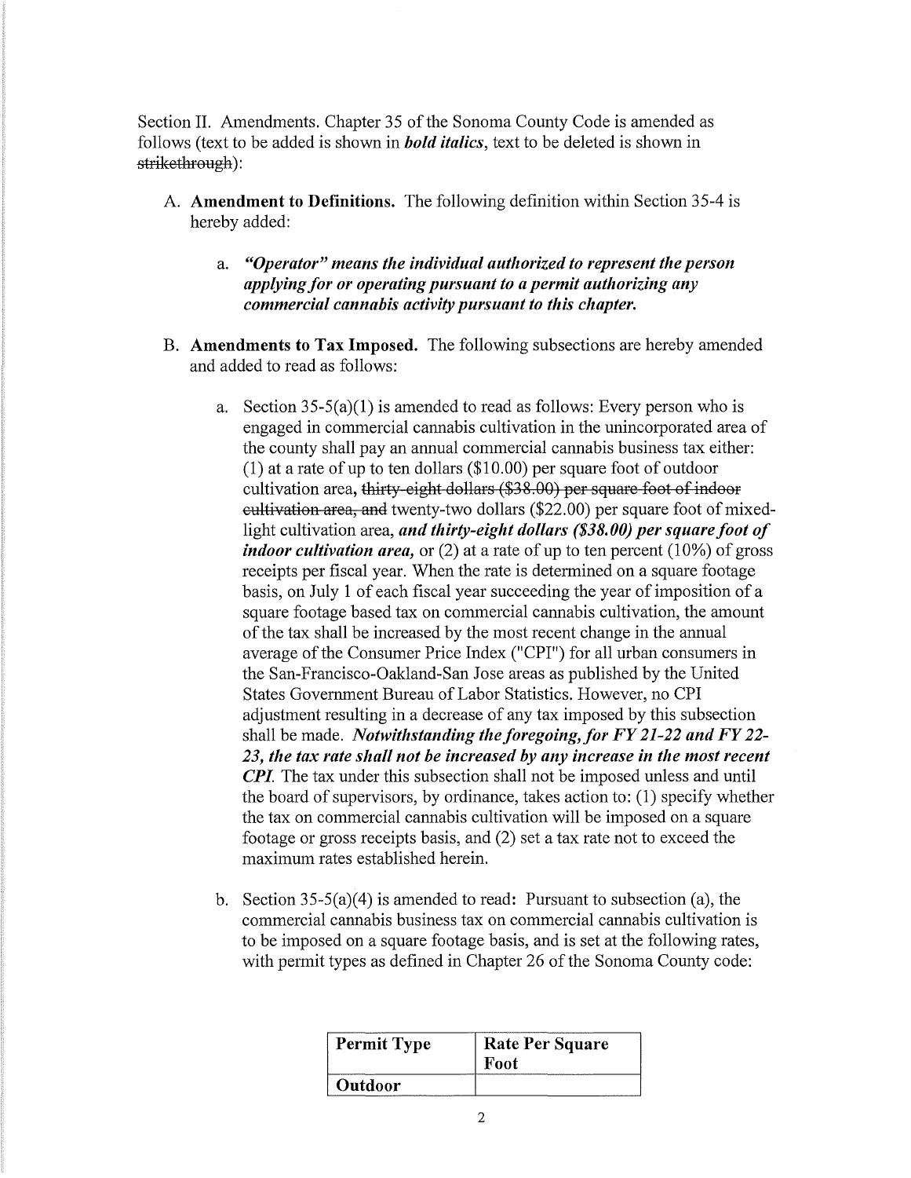Section II. Amendments. Chapter 35 of the Sonoma County Code is amended as follows (text to be added is shown in ***bold italics***, text to be deleted is shown in ~~strikethrough~~):

A. **Amendment to Definitions.** The following definition within Section 35-4 is hereby added:

   a. ***"Operator" means the individual authorized to represent the person applying for or operating pursuant to a permit authorizing any commercial cannabis activity pursuant to this chapter.***

B. **Amendments to Tax Imposed.** The following subsections are hereby amended and added to read as follows:

   a. Section 35-5(a)(1) is amended to read as follows: Every person who is engaged in commercial cannabis cultivation in the unincorporated area of the county shall pay an annual commercial cannabis business tax either: (1) at a rate of up to ten dollars ($10.00) per square foot of outdoor cultivation area, ~~thirty-eight dollars ($38.00) per square foot of indoor cultivation area, and~~ twenty-two dollars ($22.00) per square foot of mixed-light cultivation area, ***and thirty-eight dollars ($38.00) per square foot of indoor cultivation area,*** or (2) at a rate of up to ten percent (10%) of gross receipts per fiscal year. When the rate is determined on a square footage basis, on July 1 of each fiscal year succeeding the year of imposition of a square footage based tax on commercial cannabis cultivation, the amount of the tax shall be increased by the most recent change in the annual average of the Consumer Price Index ("CPI") for all urban consumers in the San-Francisco-Oakland-San Jose areas as published by the United States Government Bureau of Labor Statistics. However, no CPI adjustment resulting in a decrease of any tax imposed by this subsection shall be made. ***Notwithstanding the foregoing, for FY 21-22 and FY 22-23, the tax rate shall not be increased by any increase in the most recent CPI.*** The tax under this subsection shall not be imposed unless and until the board of supervisors, by ordinance, takes action to: (1) specify whether the tax on commercial cannabis cultivation will be imposed on a square footage or gross receipts basis, and (2) set a tax rate not to exceed the maximum rates established herein.

   b. Section 35-5(a)(4) is amended to read: Pursuant to subsection (a), the commercial cannabis business tax on commercial cannabis cultivation is to be imposed on a square footage basis, and is set at the following rates, with permit types as defined in Chapter 26 of the Sonoma County code:

| Permit Type | Rate Per Square Foot |
|---|---|
| **Outdoor** | |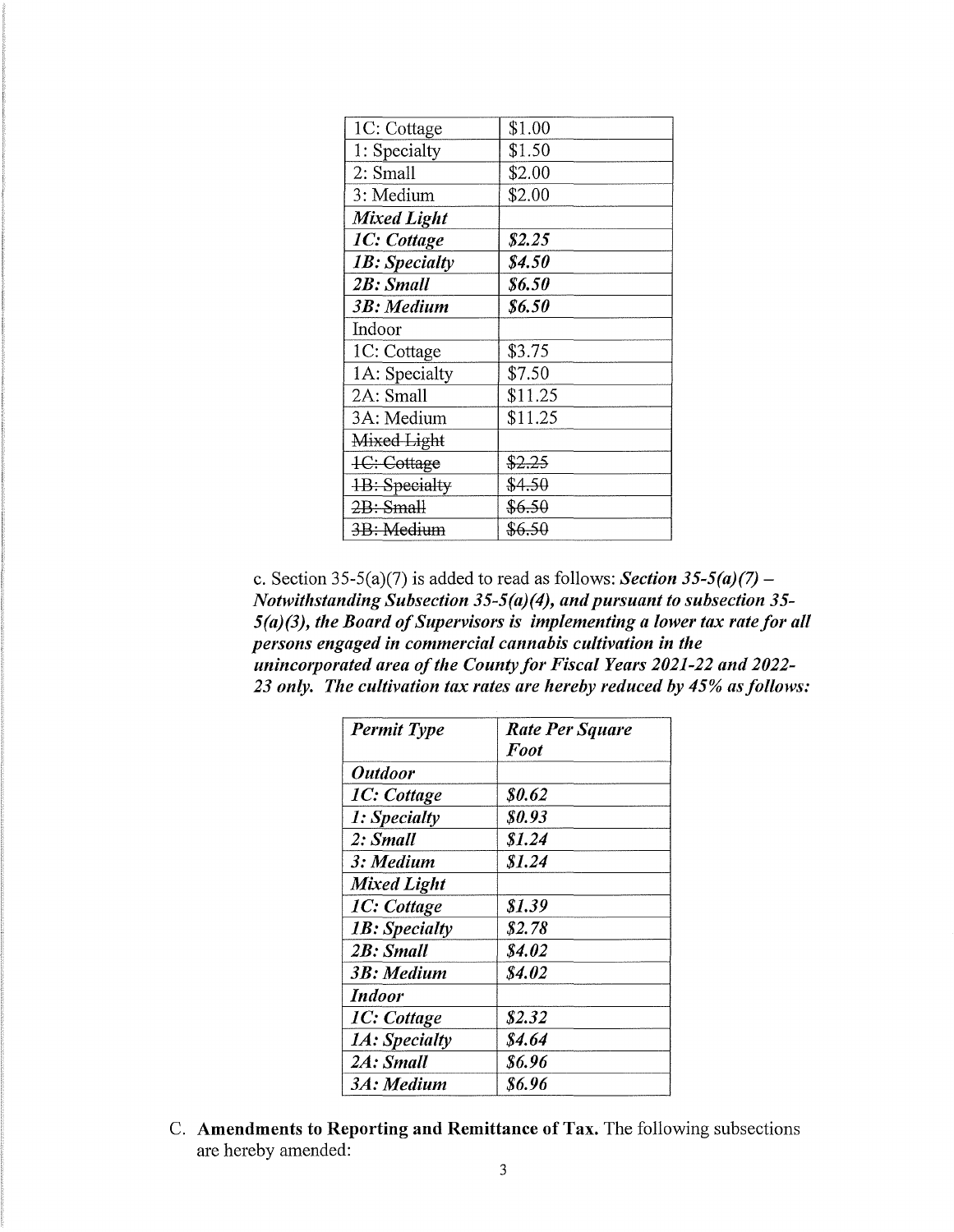| | |
|---|---|
| 1C: Cottage | $1.00 |
| 1: Specialty | $1.50 |
| 2: Small | $2.00 |
| 3: Medium | $2.00 |
| ***Mixed Light*** | |
| ***1C: Cottage*** | ***$2.25*** |
| ***1B: Specialty*** | ***$4.50*** |
| ***2B: Small*** | ***$6.50*** |
| ***3B: Medium*** | ***$6.50*** |
| Indoor | |
| 1C: Cottage | $3.75 |
| 1A: Specialty | $7.50 |
| 2A: Small | $11.25 |
| 3A: Medium | $11.25 |
| ~~Mixed Light~~ | |
| ~~1C: Cottage~~ | ~~$2.25~~ |
| ~~1B: Specialty~~ | ~~$4.50~~ |
| ~~2B: Small~~ | ~~$6.50~~ |
| ~~3B: Medium~~ | ~~$6.50~~ |

c. Section 35-5(a)(7) is added to read as follows: ***Section 35-5(a)(7) – Notwithstanding Subsection 35-5(a)(4), and pursuant to subsection 35-5(a)(3), the Board of Supervisors is implementing a lower tax rate for all persons engaged in commercial cannabis cultivation in the unincorporated area of the County for Fiscal Years 2021-22 and 2022-23 only. The cultivation tax rates are hereby reduced by 45% as follows:***

| ***Permit Type*** | ***Rate Per Square Foot*** |
|---|---|
| ***Outdoor*** | |
| ***1C: Cottage*** | ***$0.62*** |
| ***1: Specialty*** | ***$0.93*** |
| ***2: Small*** | ***$1.24*** |
| ***3: Medium*** | ***$1.24*** |
| ***Mixed Light*** | |
| ***1C: Cottage*** | ***$1.39*** |
| ***1B: Specialty*** | ***$2.78*** |
| ***2B: Small*** | ***$4.02*** |
| ***3B: Medium*** | ***$4.02*** |
| ***Indoor*** | |
| ***1C: Cottage*** | ***$2.32*** |
| ***1A: Specialty*** | ***$4.64*** |
| ***2A: Small*** | ***$6.96*** |
| ***3A: Medium*** | ***$6.96*** |

C. **Amendments to Reporting and Remittance of Tax.** The following subsections are hereby amended: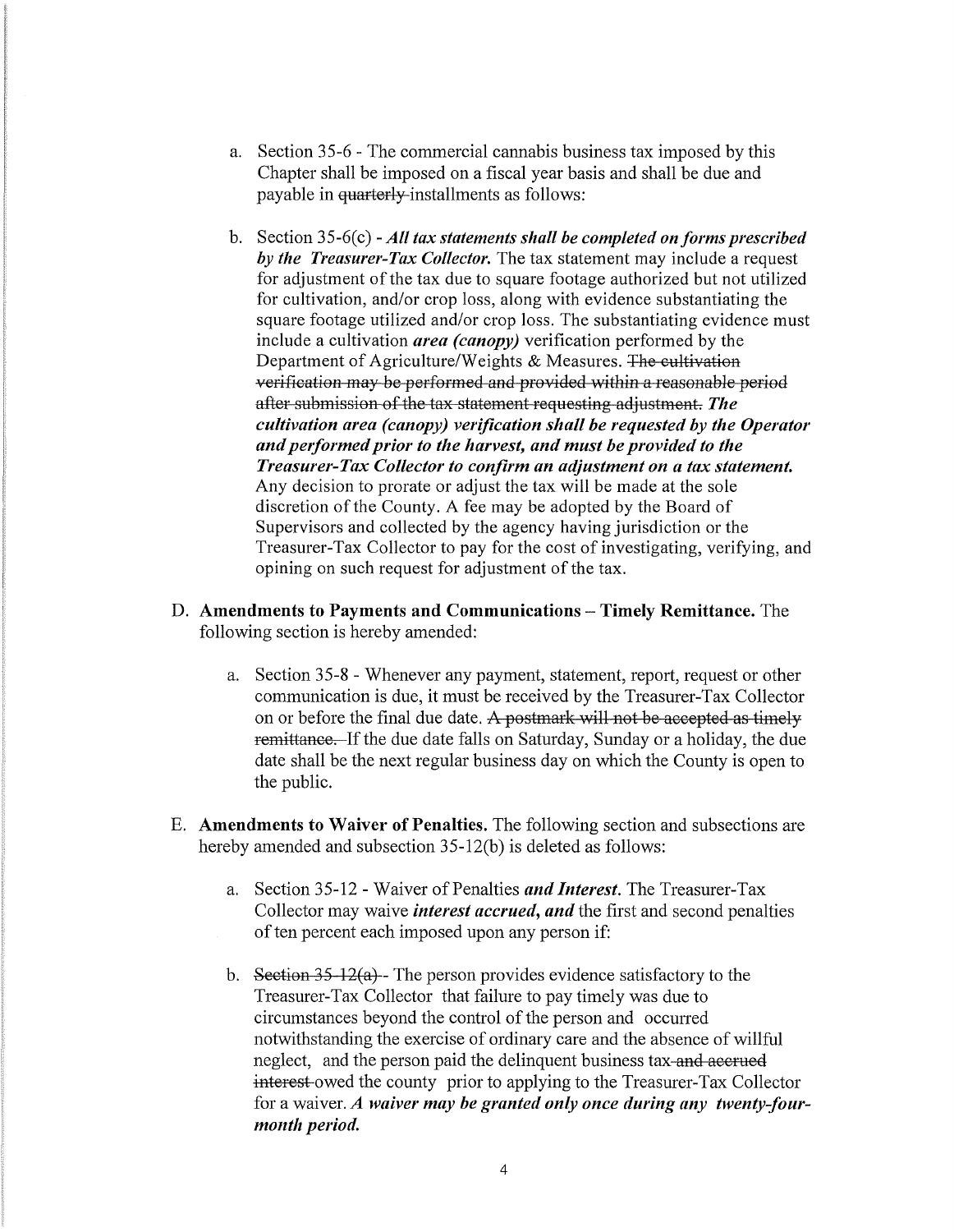a. Section 35-6 - The commercial cannabis business tax imposed by this Chapter shall be imposed on a fiscal year basis and shall be due and payable in ~~quarterly~~ installments as follows:

b. Section 35-6(c) - ***All tax statements shall be completed on forms prescribed by the Treasurer-Tax Collector.*** The tax statement may include a request for adjustment of the tax due to square footage authorized but not utilized for cultivation, and/or crop loss, along with evidence substantiating the square footage utilized and/or crop loss. The substantiating evidence must include a cultivation ***area (canopy)*** verification performed by the Department of Agriculture/Weights & Measures. ~~The cultivation verification may be performed and provided within a reasonable period after submission of the tax statement requesting adjustment.~~ ***The cultivation area (canopy) verification shall be requested by the Operator and performed prior to the harvest, and must be provided to the Treasurer-Tax Collector to confirm an adjustment on a tax statement.*** Any decision to prorate or adjust the tax will be made at the sole discretion of the County. A fee may be adopted by the Board of Supervisors and collected by the agency having jurisdiction or the Treasurer-Tax Collector to pay for the cost of investigating, verifying, and opining on such request for adjustment of the tax.

D. **Amendments to Payments and Communications – Timely Remittance.** The following section is hereby amended:

a. Section 35-8 - Whenever any payment, statement, report, request or other communication is due, it must be received by the Treasurer-Tax Collector on or before the final due date. ~~A postmark will not be accepted as timely remittance.~~ If the due date falls on Saturday, Sunday or a holiday, the due date shall be the next regular business day on which the County is open to the public.

E. **Amendments to Waiver of Penalties.** The following section and subsections are hereby amended and subsection 35-12(b) is deleted as follows:

a. Section 35-12 - Waiver of Penalties ***and Interest.*** The Treasurer-Tax Collector may waive ***interest accrued, and*** the first and second penalties of ten percent each imposed upon any person if:

b. ~~Section 35-12(a)~~ - The person provides evidence satisfactory to the Treasurer-Tax Collector that failure to pay timely was due to circumstances beyond the control of the person and occurred notwithstanding the exercise of ordinary care and the absence of willful neglect, and the person paid the delinquent business tax ~~and accrued interest~~ owed the county prior to applying to the Treasurer-Tax Collector for a waiver. ***A waiver may be granted only once during any twenty-four-month period.***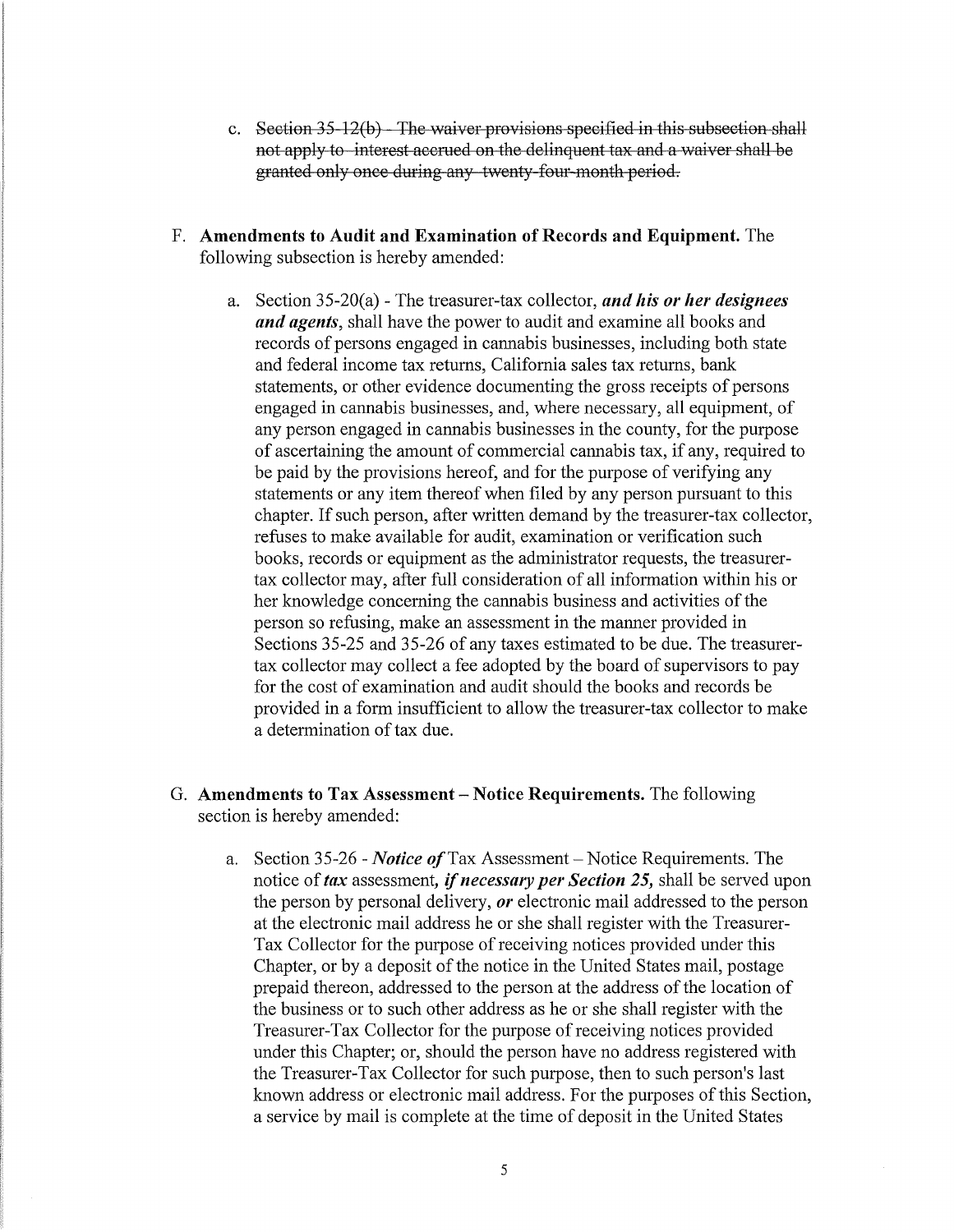c. ~~Section 35-12(b) - The waiver provisions specified in this subsection shall not apply to interest accrued on the delinquent tax and a waiver shall be granted only once during any twenty-four-month period.~~

F. **Amendments to Audit and Examination of Records and Equipment.** The following subsection is hereby amended:

a. Section 35-20(a) - The treasurer-tax collector, ***and his or her designees and agents***, shall have the power to audit and examine all books and records of persons engaged in cannabis businesses, including both state and federal income tax returns, California sales tax returns, bank statements, or other evidence documenting the gross receipts of persons engaged in cannabis businesses, and, where necessary, all equipment, of any person engaged in cannabis businesses in the county, for the purpose of ascertaining the amount of commercial cannabis tax, if any, required to be paid by the provisions hereof, and for the purpose of verifying any statements or any item thereof when filed by any person pursuant to this chapter. If such person, after written demand by the treasurer-tax collector, refuses to make available for audit, examination or verification such books, records or equipment as the administrator requests, the treasurer-tax collector may, after full consideration of all information within his or her knowledge concerning the cannabis business and activities of the person so refusing, make an assessment in the manner provided in Sections 35-25 and 35-26 of any taxes estimated to be due. The treasurer-tax collector may collect a fee adopted by the board of supervisors to pay for the cost of examination and audit should the books and records be provided in a form insufficient to allow the treasurer-tax collector to make a determination of tax due.

G. **Amendments to Tax Assessment – Notice Requirements.** The following section is hereby amended:

a. Section 35-26 - ***Notice of*** Tax Assessment – Notice Requirements. The notice of ***tax*** assessment, ***if necessary per Section 25,*** shall be served upon the person by personal delivery, ***or*** electronic mail addressed to the person at the electronic mail address he or she shall register with the Treasurer-Tax Collector for the purpose of receiving notices provided under this Chapter, or by a deposit of the notice in the United States mail, postage prepaid thereon, addressed to the person at the address of the location of the business or to such other address as he or she shall register with the Treasurer-Tax Collector for the purpose of receiving notices provided under this Chapter; or, should the person have no address registered with the Treasurer-Tax Collector for such purpose, then to such person's last known address or electronic mail address. For the purposes of this Section, a service by mail is complete at the time of deposit in the United States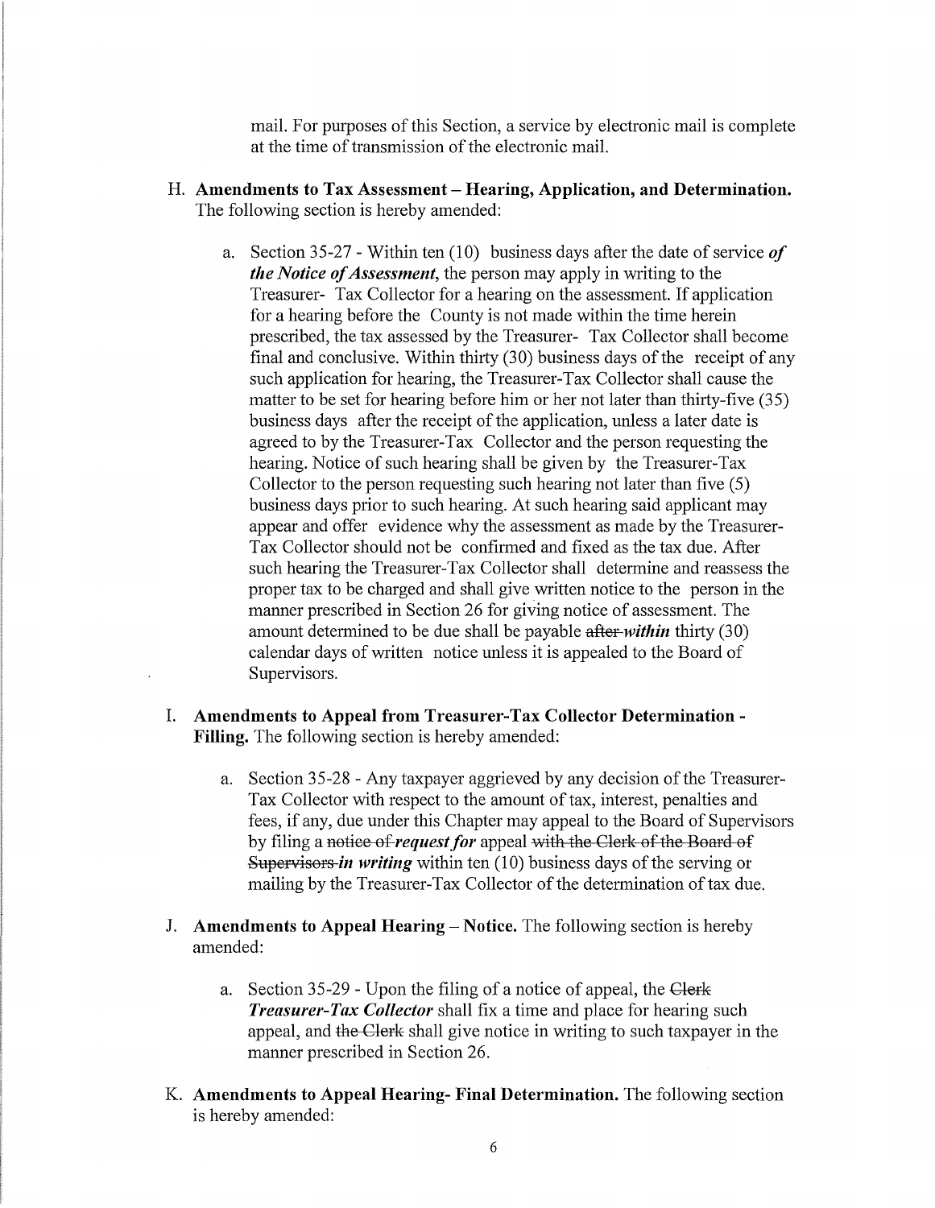mail. For purposes of this Section, a service by electronic mail is complete at the time of transmission of the electronic mail.

H. **Amendments to Tax Assessment – Hearing, Application, and Determination.** The following section is hereby amended:

   a. Section 35-27 - Within ten (10) business days after the date of service ***of the Notice of Assessment***, the person may apply in writing to the Treasurer- Tax Collector for a hearing on the assessment. If application for a hearing before the County is not made within the time herein prescribed, the tax assessed by the Treasurer- Tax Collector shall become final and conclusive. Within thirty (30) business days of the receipt of any such application for hearing, the Treasurer-Tax Collector shall cause the matter to be set for hearing before him or her not later than thirty-five (35) business days after the receipt of the application, unless a later date is agreed to by the Treasurer-Tax Collector and the person requesting the hearing. Notice of such hearing shall be given by the Treasurer-Tax Collector to the person requesting such hearing not later than five (5) business days prior to such hearing. At such hearing said applicant may appear and offer evidence why the assessment as made by the Treasurer-Tax Collector should not be confirmed and fixed as the tax due. After such hearing the Treasurer-Tax Collector shall determine and reassess the proper tax to be charged and shall give written notice to the person in the manner prescribed in Section 26 for giving notice of assessment. The amount determined to be due shall be payable ~~after~~ ***within*** thirty (30) calendar days of written notice unless it is appealed to the Board of Supervisors.

I. **Amendments to Appeal from Treasurer-Tax Collector Determination - Filling.** The following section is hereby amended:

   a. Section 35-28 - Any taxpayer aggrieved by any decision of the Treasurer-Tax Collector with respect to the amount of tax, interest, penalties and fees, if any, due under this Chapter may appeal to the Board of Supervisors by filing a ~~notice of~~ ***request for*** appeal ~~with the Clerk of the Board of Supervisors~~ ***in writing*** within ten (10) business days of the serving or mailing by the Treasurer-Tax Collector of the determination of tax due.

J. **Amendments to Appeal Hearing – Notice.** The following section is hereby amended:

   a. Section 35-29 - Upon the filing of a notice of appeal, the ~~Clerk~~ ***Treasurer-Tax Collector*** shall fix a time and place for hearing such appeal, and ~~the Clerk~~ shall give notice in writing to such taxpayer in the manner prescribed in Section 26.

K. **Amendments to Appeal Hearing- Final Determination.** The following section is hereby amended: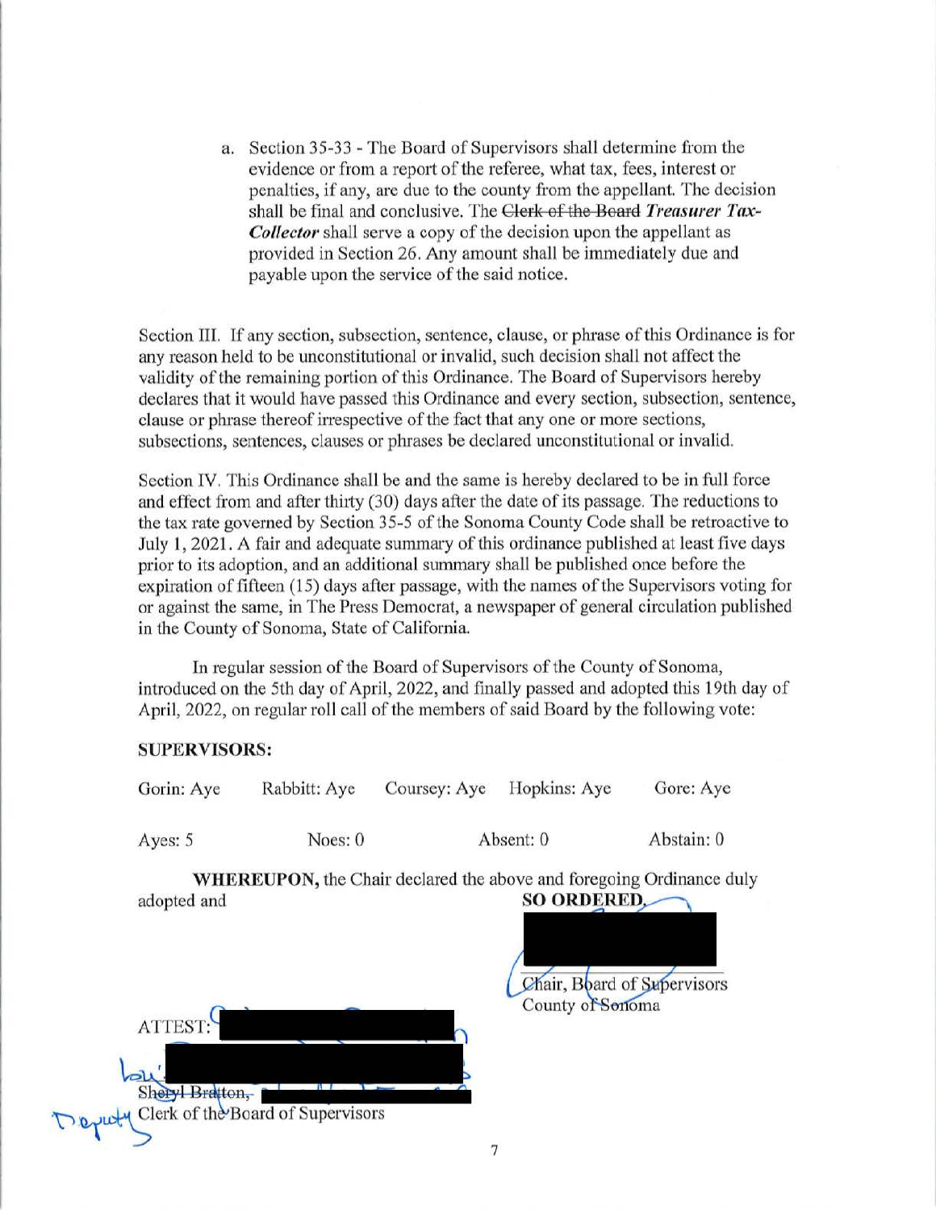a. Section 35-33 - The Board of Supervisors shall determine from the evidence or from a report of the referee, what tax, fees, interest or penalties, if any, are due to the county from the appellant. The decision shall be final and conclusive. The ~~Clerk of the Board~~ ***Treasurer Tax-Collector*** shall serve a copy of the decision upon the appellant as provided in Section 26. Any amount shall be immediately due and payable upon the service of the said notice.

Section III. If any section, subsection, sentence, clause, or phrase of this Ordinance is for any reason held to be unconstitutional or invalid, such decision shall not affect the validity of the remaining portion of this Ordinance. The Board of Supervisors hereby declares that it would have passed this Ordinance and every section, subsection, sentence, clause or phrase thereof irrespective of the fact that any one or more sections, subsections, sentences, clauses or phrases be declared unconstitutional or invalid.

Section IV. This Ordinance shall be and the same is hereby declared to be in full force and effect from and after thirty (30) days after the date of its passage. The reductions to the tax rate governed by Section 35-5 of the Sonoma County Code shall be retroactive to July 1, 2021. A fair and adequate summary of this ordinance published at least five days prior to its adoption, and an additional summary shall be published once before the expiration of fifteen (15) days after passage, with the names of the Supervisors voting for or against the same, in The Press Democrat, a newspaper of general circulation published in the County of Sonoma, State of California.

In regular session of the Board of Supervisors of the County of Sonoma, introduced on the 5th day of April, 2022, and finally passed and adopted this 19th day of April, 2022, on regular roll call of the members of said Board by the following vote:

**SUPERVISORS:**

| | | | | |
|---|---|---|---|---|
| Gorin: Aye | Rabbitt: Aye | Coursey: Aye | Hopkins: Aye | Gore: Aye |
| Ayes: 5 | Noes: 0 | | Absent: 0 | Abstain: 0 |

**WHEREUPON,** the Chair declared the above and foregoing Ordinance duly adopted and **SO ORDERED.**

Chair, Board of Supervisors
County of Sonoma

ATTEST:

~~Sheryl Bratton,~~
Deputy Clerk of the Board of Supervisors